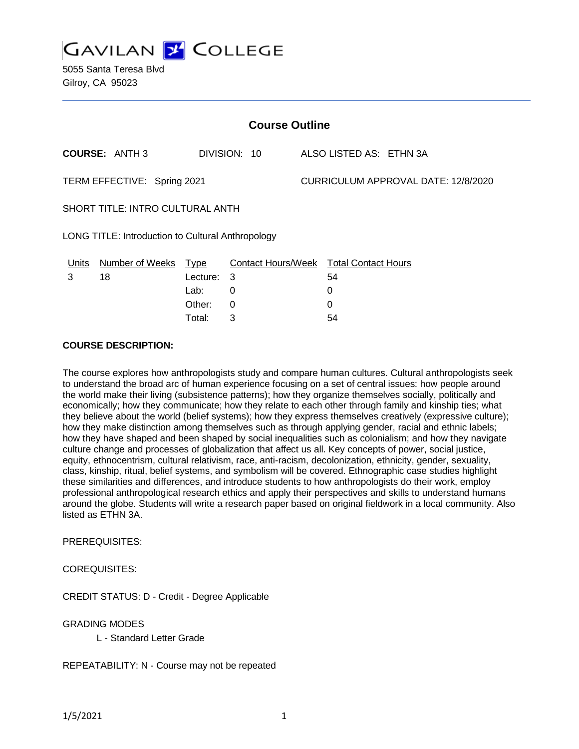# GAVILAN COLLEGE

5055 Santa Teresa Blvd
Gilroy, CA 95023

## Course Outline

**COURSE:** ANTH 3 DIVISION: 10 ALSO LISTED AS: ETHN 3A

TERM EFFECTIVE: Spring 2021 CURRICULUM APPROVAL DATE: 12/8/2020

SHORT TITLE: INTRO CULTURAL ANTH

LONG TITLE: Introduction to Cultural Anthropology

| Units | Number of Weeks | Type | Contact Hours/Week | Total Contact Hours |
|---|---|---|---|---|
| 3 | 18 | Lecture: | 3 | 54 |
| | | Lab: | 0 | 0 |
| | | Other: | 0 | 0 |
| | | Total: | 3 | 54 |

**COURSE DESCRIPTION:**

The course explores how anthropologists study and compare human cultures. Cultural anthropologists seek to understand the broad arc of human experience focusing on a set of central issues: how people around the world make their living (subsistence patterns); how they organize themselves socially, politically and economically; how they communicate; how they relate to each other through family and kinship ties; what they believe about the world (belief systems); how they express themselves creatively (expressive culture); how they make distinction among themselves such as through applying gender, racial and ethnic labels; how they have shaped and been shaped by social inequalities such as colonialism; and how they navigate culture change and processes of globalization that affect us all. Key concepts of power, social justice, equity, ethnocentrism, cultural relativism, race, anti-racism, decolonization, ethnicity, gender, sexuality, class, kinship, ritual, belief systems, and symbolism will be covered. Ethnographic case studies highlight these similarities and differences, and introduce students to how anthropologists do their work, employ professional anthropological research ethics and apply their perspectives and skills to understand humans around the globe. Students will write a research paper based on original fieldwork in a local community. Also listed as ETHN 3A.

PREREQUISITES:

COREQUISITES:

CREDIT STATUS: D - Credit - Degree Applicable

GRADING MODES

L - Standard Letter Grade

REPEATABILITY: N - Course may not be repeated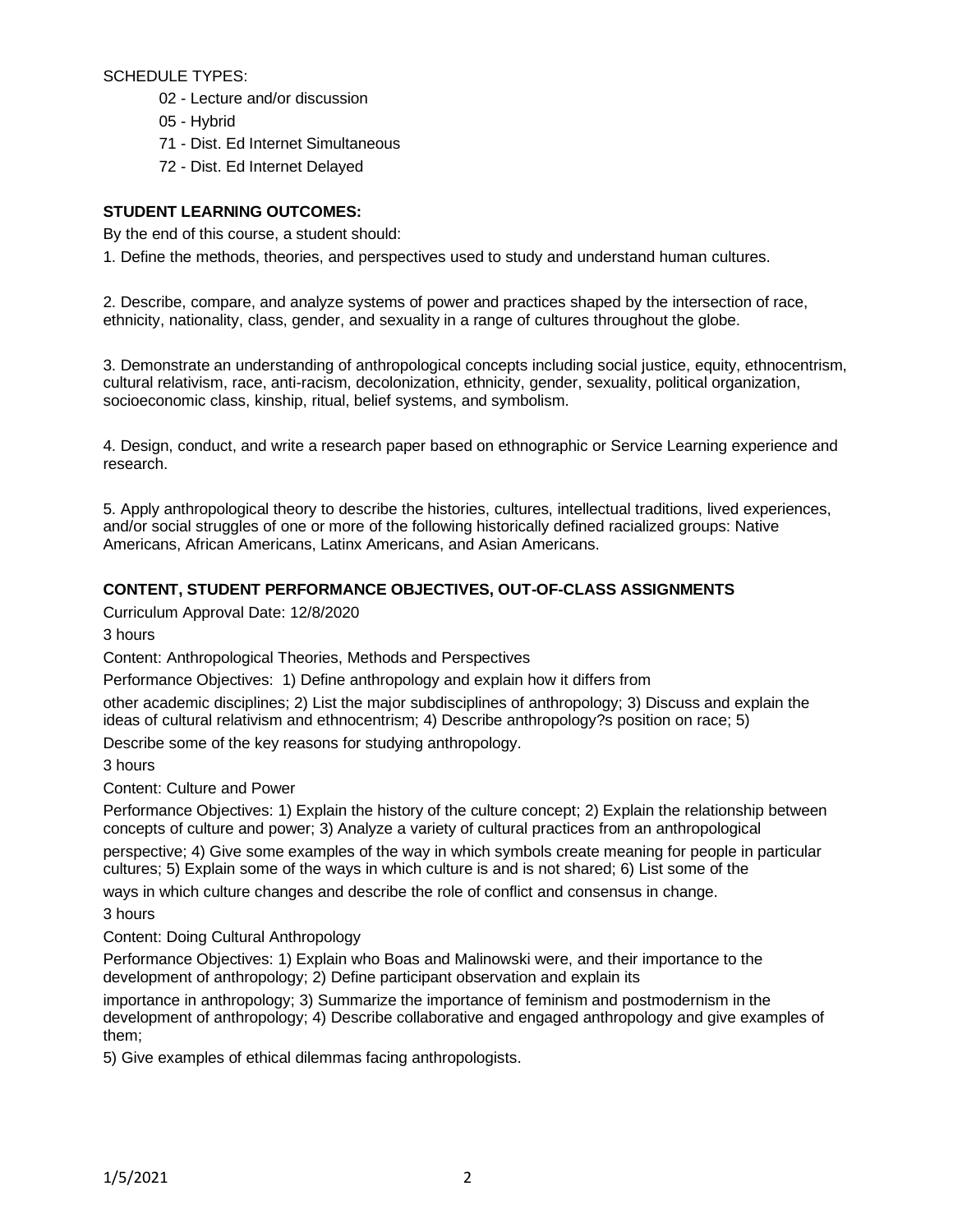SCHEDULE TYPES:

- 02 - Lecture and/or discussion
- 05 - Hybrid
- 71 - Dist. Ed Internet Simultaneous
- 72 - Dist. Ed Internet Delayed

**STUDENT LEARNING OUTCOMES:**

By the end of this course, a student should:

1. Define the methods, theories, and perspectives used to study and understand human cultures.

2. Describe, compare, and analyze systems of power and practices shaped by the intersection of race, ethnicity, nationality, class, gender, and sexuality in a range of cultures throughout the globe.

3. Demonstrate an understanding of anthropological concepts including social justice, equity, ethnocentrism, cultural relativism, race, anti-racism, decolonization, ethnicity, gender, sexuality, political organization, socioeconomic class, kinship, ritual, belief systems, and symbolism.

4. Design, conduct, and write a research paper based on ethnographic or Service Learning experience and research.

5. Apply anthropological theory to describe the histories, cultures, intellectual traditions, lived experiences, and/or social struggles of one or more of the following historically defined racialized groups: Native Americans, African Americans, Latinx Americans, and Asian Americans.

**CONTENT, STUDENT PERFORMANCE OBJECTIVES, OUT-OF-CLASS ASSIGNMENTS**

Curriculum Approval Date: 12/8/2020

3 hours

Content: Anthropological Theories, Methods and Perspectives

Performance Objectives: 1) Define anthropology and explain how it differs from other academic disciplines; 2) List the major subdisciplines of anthropology; 3) Discuss and explain the ideas of cultural relativism and ethnocentrism; 4) Describe anthropology?s position on race; 5) Describe some of the key reasons for studying anthropology.

3 hours

Content: Culture and Power

Performance Objectives: 1) Explain the history of the culture concept; 2) Explain the relationship between concepts of culture and power; 3) Analyze a variety of cultural practices from an anthropological perspective; 4) Give some examples of the way in which symbols create meaning for people in particular cultures; 5) Explain some of the ways in which culture is and is not shared; 6) List some of the ways in which culture changes and describe the role of conflict and consensus in change.

3 hours

Content: Doing Cultural Anthropology

Performance Objectives: 1) Explain who Boas and Malinowski were, and their importance to the development of anthropology; 2) Define participant observation and explain its importance in anthropology; 3) Summarize the importance of feminism and postmodernism in the development of anthropology; 4) Describe collaborative and engaged anthropology and give examples of them;
5) Give examples of ethical dilemmas facing anthropologists.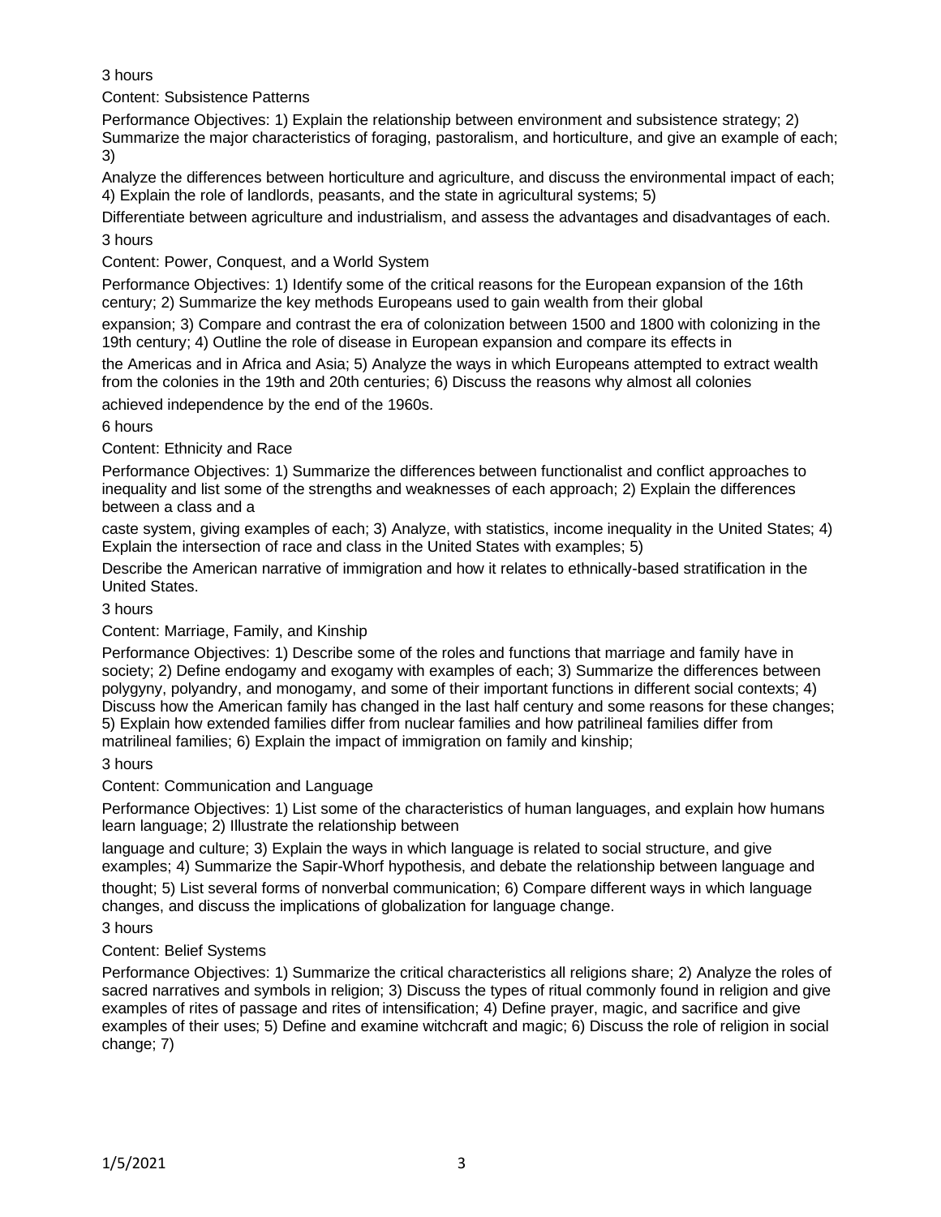3 hours

Content: Subsistence Patterns

Performance Objectives: 1) Explain the relationship between environment and subsistence strategy; 2) Summarize the major characteristics of foraging, pastoralism, and horticulture, and give an example of each; 3)

Analyze the differences between horticulture and agriculture, and discuss the environmental impact of each; 4) Explain the role of landlords, peasants, and the state in agricultural systems; 5)

Differentiate between agriculture and industrialism, and assess the advantages and disadvantages of each.

3 hours

Content: Power, Conquest, and a World System

Performance Objectives: 1) Identify some of the critical reasons for the European expansion of the 16th century; 2) Summarize the key methods Europeans used to gain wealth from their global

expansion; 3) Compare and contrast the era of colonization between 1500 and 1800 with colonizing in the 19th century; 4) Outline the role of disease in European expansion and compare its effects in

the Americas and in Africa and Asia; 5) Analyze the ways in which Europeans attempted to extract wealth from the colonies in the 19th and 20th centuries; 6) Discuss the reasons why almost all colonies

achieved independence by the end of the 1960s.

6 hours

Content: Ethnicity and Race

Performance Objectives: 1) Summarize the differences between functionalist and conflict approaches to inequality and list some of the strengths and weaknesses of each approach; 2) Explain the differences between a class and a

caste system, giving examples of each; 3) Analyze, with statistics, income inequality in the United States; 4) Explain the intersection of race and class in the United States with examples; 5)

Describe the American narrative of immigration and how it relates to ethnically-based stratification in the United States.

3 hours

Content: Marriage, Family, and Kinship

Performance Objectives: 1) Describe some of the roles and functions that marriage and family have in society; 2) Define endogamy and exogamy with examples of each; 3) Summarize the differences between polygyny, polyandry, and monogamy, and some of their important functions in different social contexts; 4) Discuss how the American family has changed in the last half century and some reasons for these changes; 5) Explain how extended families differ from nuclear families and how patrilineal families differ from matrilineal families; 6) Explain the impact of immigration on family and kinship;

3 hours

Content: Communication and Language

Performance Objectives: 1) List some of the characteristics of human languages, and explain how humans learn language; 2) Illustrate the relationship between

language and culture; 3) Explain the ways in which language is related to social structure, and give examples; 4) Summarize the Sapir-Whorf hypothesis, and debate the relationship between language and

thought; 5) List several forms of nonverbal communication; 6) Compare different ways in which language changes, and discuss the implications of globalization for language change.

3 hours

Content: Belief Systems

Performance Objectives: 1) Summarize the critical characteristics all religions share; 2) Analyze the roles of sacred narratives and symbols in religion; 3) Discuss the types of ritual commonly found in religion and give examples of rites of passage and rites of intensification; 4) Define prayer, magic, and sacrifice and give examples of their uses; 5) Define and examine witchcraft and magic; 6) Discuss the role of religion in social change; 7)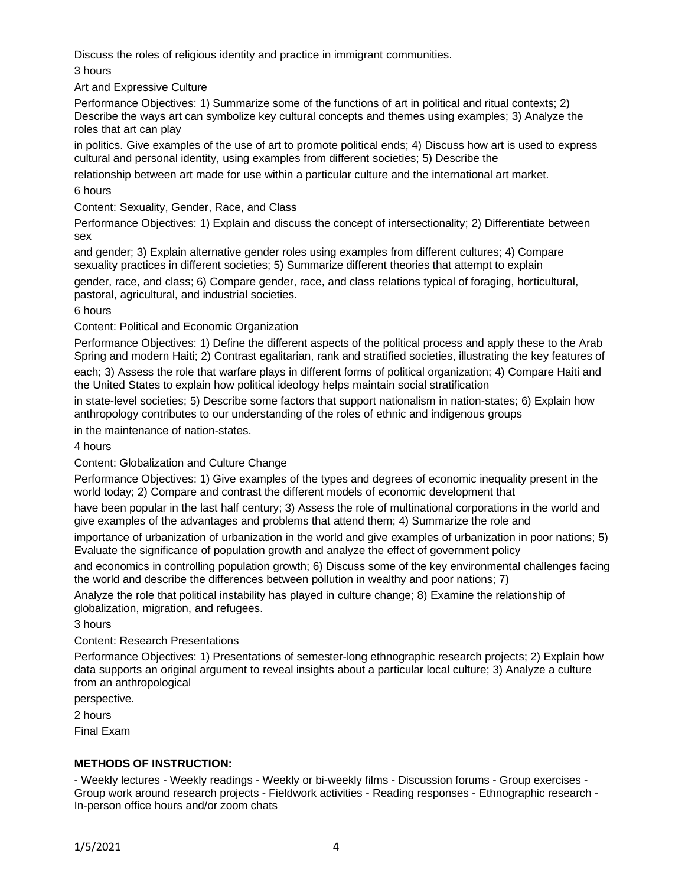Discuss the roles of religious identity and practice in immigrant communities.

3 hours

Art and Expressive Culture

Performance Objectives: 1) Summarize some of the functions of art in political and ritual contexts; 2) Describe the ways art can symbolize key cultural concepts and themes using examples; 3) Analyze the roles that art can play in politics. Give examples of the use of art to promote political ends; 4) Discuss how art is used to express cultural and personal identity, using examples from different societies; 5) Describe the relationship between art made for use within a particular culture and the international art market.

6 hours

Content: Sexuality, Gender, Race, and Class

Performance Objectives: 1) Explain and discuss the concept of intersectionality; 2) Differentiate between sex and gender; 3) Explain alternative gender roles using examples from different cultures; 4) Compare sexuality practices in different societies; 5) Summarize different theories that attempt to explain gender, race, and class; 6) Compare gender, race, and class relations typical of foraging, horticultural, pastoral, agricultural, and industrial societies.

6 hours

Content: Political and Economic Organization

Performance Objectives: 1) Define the different aspects of the political process and apply these to the Arab Spring and modern Haiti; 2) Contrast egalitarian, rank and stratified societies, illustrating the key features of each; 3) Assess the role that warfare plays in different forms of political organization; 4) Compare Haiti and the United States to explain how political ideology helps maintain social stratification in state-level societies; 5) Describe some factors that support nationalism in nation-states; 6) Explain how anthropology contributes to our understanding of the roles of ethnic and indigenous groups in the maintenance of nation-states.

4 hours

Content: Globalization and Culture Change

Performance Objectives: 1) Give examples of the types and degrees of economic inequality present in the world today; 2) Compare and contrast the different models of economic development that have been popular in the last half century; 3) Assess the role of multinational corporations in the world and give examples of the advantages and problems that attend them; 4) Summarize the role and importance of urbanization of urbanization in the world and give examples of urbanization in poor nations; 5) Evaluate the significance of population growth and analyze the effect of government policy and economics in controlling population growth; 6) Discuss some of the key environmental challenges facing the world and describe the differences between pollution in wealthy and poor nations; 7) Analyze the role that political instability has played in culture change; 8) Examine the relationship of globalization, migration, and refugees.

3 hours

Content: Research Presentations

Performance Objectives: 1) Presentations of semester-long ethnographic research projects; 2) Explain how data supports an original argument to reveal insights about a particular local culture; 3) Analyze a culture from an anthropological perspective.

2 hours

Final Exam

**METHODS OF INSTRUCTION:**

- Weekly lectures - Weekly readings - Weekly or bi-weekly films - Discussion forums - Group exercises - Group work around research projects - Fieldwork activities - Reading responses - Ethnographic research - In-person office hours and/or zoom chats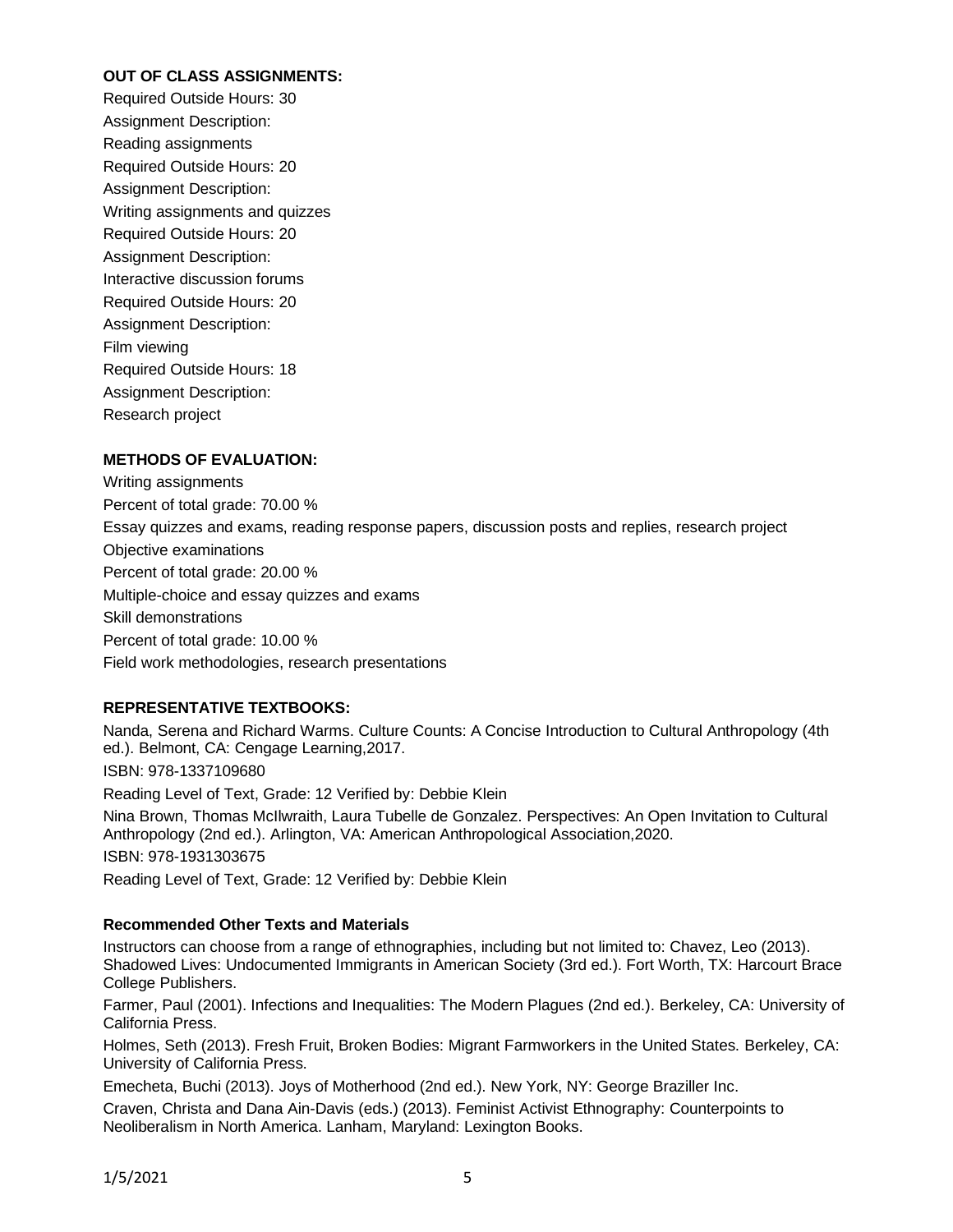**OUT OF CLASS ASSIGNMENTS:**

Required Outside Hours: 30

Assignment Description:

Reading assignments

Required Outside Hours: 20

Assignment Description:

Writing assignments and quizzes

Required Outside Hours: 20

Assignment Description:

Interactive discussion forums

Required Outside Hours: 20

Assignment Description:

Film viewing

Required Outside Hours: 18

Assignment Description:

Research project

**METHODS OF EVALUATION:**

Writing assignments

Percent of total grade: 70.00 %

Essay quizzes and exams, reading response papers, discussion posts and replies, research project

Objective examinations

Percent of total grade: 20.00 %

Multiple-choice and essay quizzes and exams

Skill demonstrations

Percent of total grade: 10.00 %

Field work methodologies, research presentations

**REPRESENTATIVE TEXTBOOKS:**

Nanda, Serena and Richard Warms. Culture Counts: A Concise Introduction to Cultural Anthropology (4th ed.). Belmont, CA: Cengage Learning,2017.

ISBN: 978-1337109680

Reading Level of Text, Grade: 12 Verified by: Debbie Klein

Nina Brown, Thomas McIlwraith, Laura Tubelle de Gonzalez. Perspectives: An Open Invitation to Cultural Anthropology (2nd ed.). Arlington, VA: American Anthropological Association,2020.

ISBN: 978-1931303675

Reading Level of Text, Grade: 12 Verified by: Debbie Klein

**Recommended Other Texts and Materials**

Instructors can choose from a range of ethnographies, including but not limited to: Chavez, Leo (2013). Shadowed Lives: Undocumented Immigrants in American Society (3rd ed.). Fort Worth, TX: Harcourt Brace College Publishers.

Farmer, Paul (2001). Infections and Inequalities: The Modern Plagues (2nd ed.). Berkeley, CA: University of California Press.

Holmes, Seth (2013). Fresh Fruit, Broken Bodies: Migrant Farmworkers in the United States. Berkeley, CA: University of California Press.

Emecheta, Buchi (2013). Joys of Motherhood (2nd ed.). New York, NY: George Braziller Inc.

Craven, Christa and Dana Ain-Davis (eds.) (2013). Feminist Activist Ethnography: Counterpoints to Neoliberalism in North America. Lanham, Maryland: Lexington Books.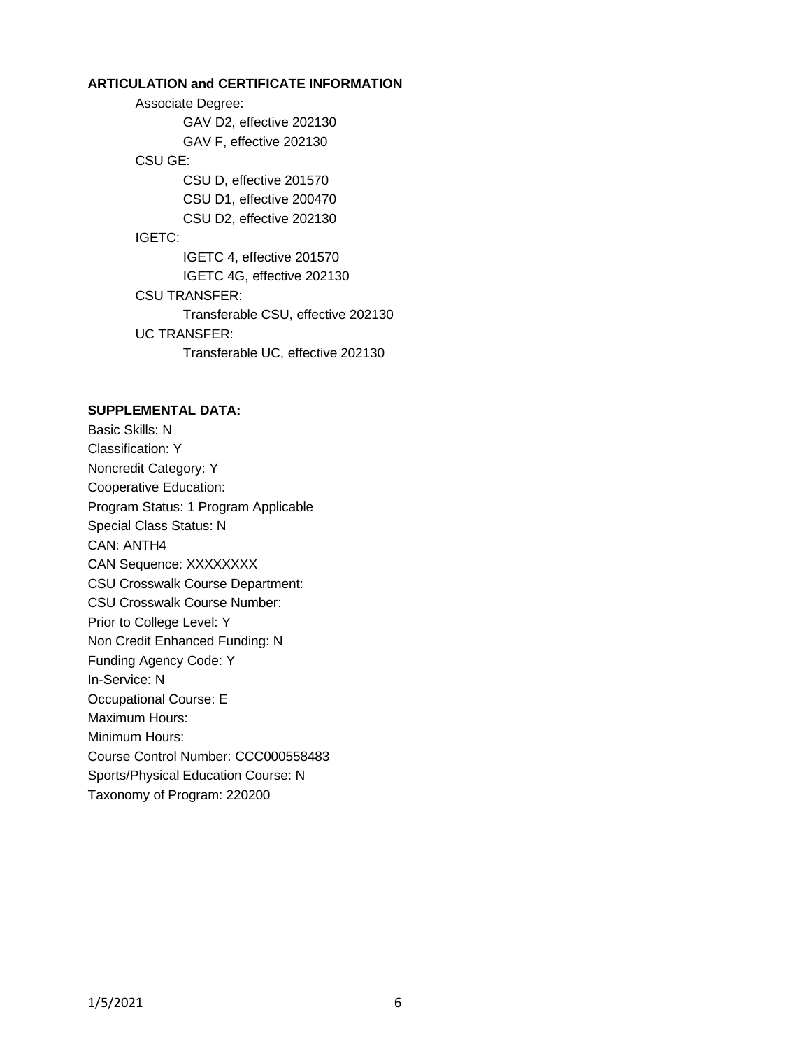**ARTICULATION and CERTIFICATE INFORMATION**

- Associate Degree:
  - GAV D2, effective 202130
  - GAV F, effective 202130
- CSU GE:
  - CSU D, effective 201570
  - CSU D1, effective 200470
  - CSU D2, effective 202130
- IGETC:
  - IGETC 4, effective 201570
  - IGETC 4G, effective 202130
- CSU TRANSFER:
  - Transferable CSU, effective 202130
- UC TRANSFER:
  - Transferable UC, effective 202130

**SUPPLEMENTAL DATA:**

Basic Skills: N
Classification: Y
Noncredit Category: Y
Cooperative Education:
Program Status: 1 Program Applicable
Special Class Status: N
CAN: ANTH4
CAN Sequence: XXXXXXXX
CSU Crosswalk Course Department:
CSU Crosswalk Course Number:
Prior to College Level: Y
Non Credit Enhanced Funding: N
Funding Agency Code: Y
In-Service: N
Occupational Course: E
Maximum Hours:
Minimum Hours:
Course Control Number: CCC000558483
Sports/Physical Education Course: N
Taxonomy of Program: 220200